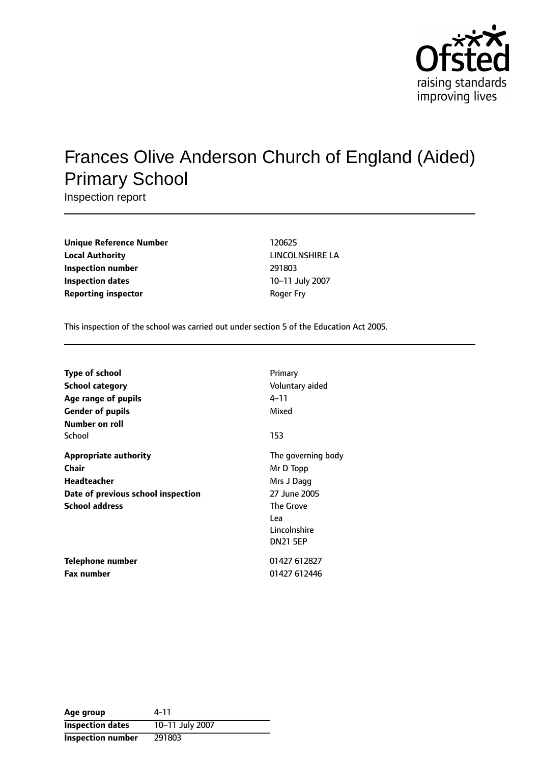# Frances Olive Anderson Church of England (Aided) Primary School

Inspection report

| | |
|---|---|
| **Unique Reference Number** | 120625 |
| **Local Authority** | LINCOLNSHIRE LA |
| **Inspection number** | 291803 |
| **Inspection dates** | 10–11 July 2007 |
| **Reporting inspector** | Roger Fry |

This inspection of the school was carried out under section 5 of the Education Act 2005.

| | |
|---|---|
| **Type of school** | Primary |
| **School category** | Voluntary aided |
| **Age range of pupils** | 4–11 |
| **Gender of pupils** | Mixed |
| **Number on roll** | |
| School | 153 |
| **Appropriate authority** | The governing body |
| **Chair** | Mr D Topp |
| **Headteacher** | Mrs J Dagg |
| **Date of previous school inspection** | 27 June 2005 |
| **School address** | The Grove<br>Lea<br>Lincolnshire<br>DN21 5EP |
| **Telephone number** | 01427 612827 |
| **Fax number** | 01427 612446 |

| | |
|---|---|
| **Age group** | 4-11 |
| **Inspection dates** | 10–11 July 2007 |
| **Inspection number** | 291803 |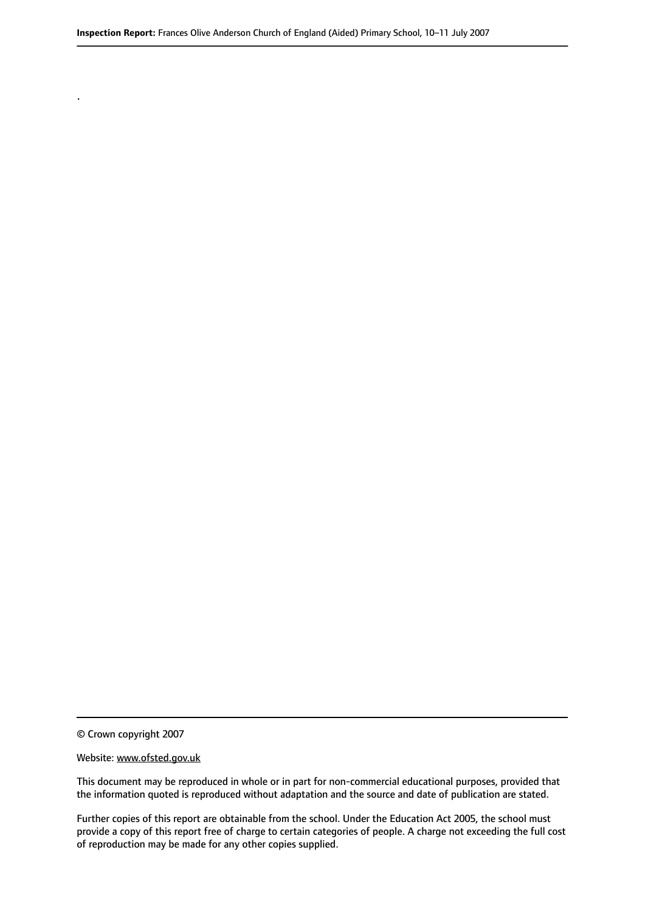.

© Crown copyright 2007

Website: www.ofsted.gov.uk

This document may be reproduced in whole or in part for non-commercial educational purposes, provided that the information quoted is reproduced without adaptation and the source and date of publication are stated.

Further copies of this report are obtainable from the school. Under the Education Act 2005, the school must provide a copy of this report free of charge to certain categories of people. A charge not exceeding the full cost of reproduction may be made for any other copies supplied.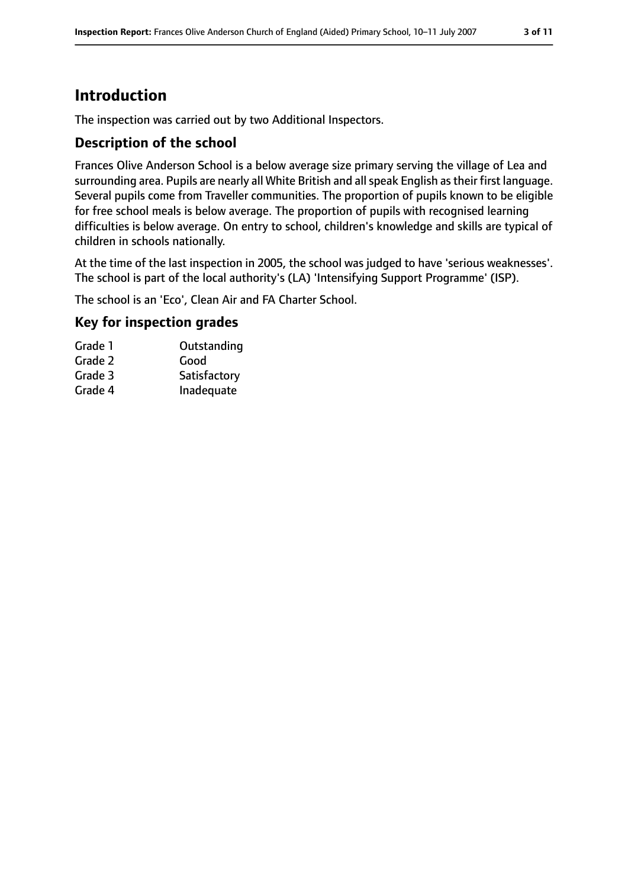# Introduction

The inspection was carried out by two Additional Inspectors.

## Description of the school

Frances Olive Anderson School is a below average size primary serving the village of Lea and surrounding area. Pupils are nearly all White British and all speak English as their first language. Several pupils come from Traveller communities. The proportion of pupils known to be eligible for free school meals is below average. The proportion of pupils with recognised learning difficulties is below average. On entry to school, children's knowledge and skills are typical of children in schools nationally.

At the time of the last inspection in 2005, the school was judged to have 'serious weaknesses'. The school is part of the local authority's (LA) 'Intensifying Support Programme' (ISP).

The school is an 'Eco', Clean Air and FA Charter School.

## Key for inspection grades

| | |
|---|---|
| Grade 1 | Outstanding |
| Grade 2 | Good |
| Grade 3 | Satisfactory |
| Grade 4 | Inadequate |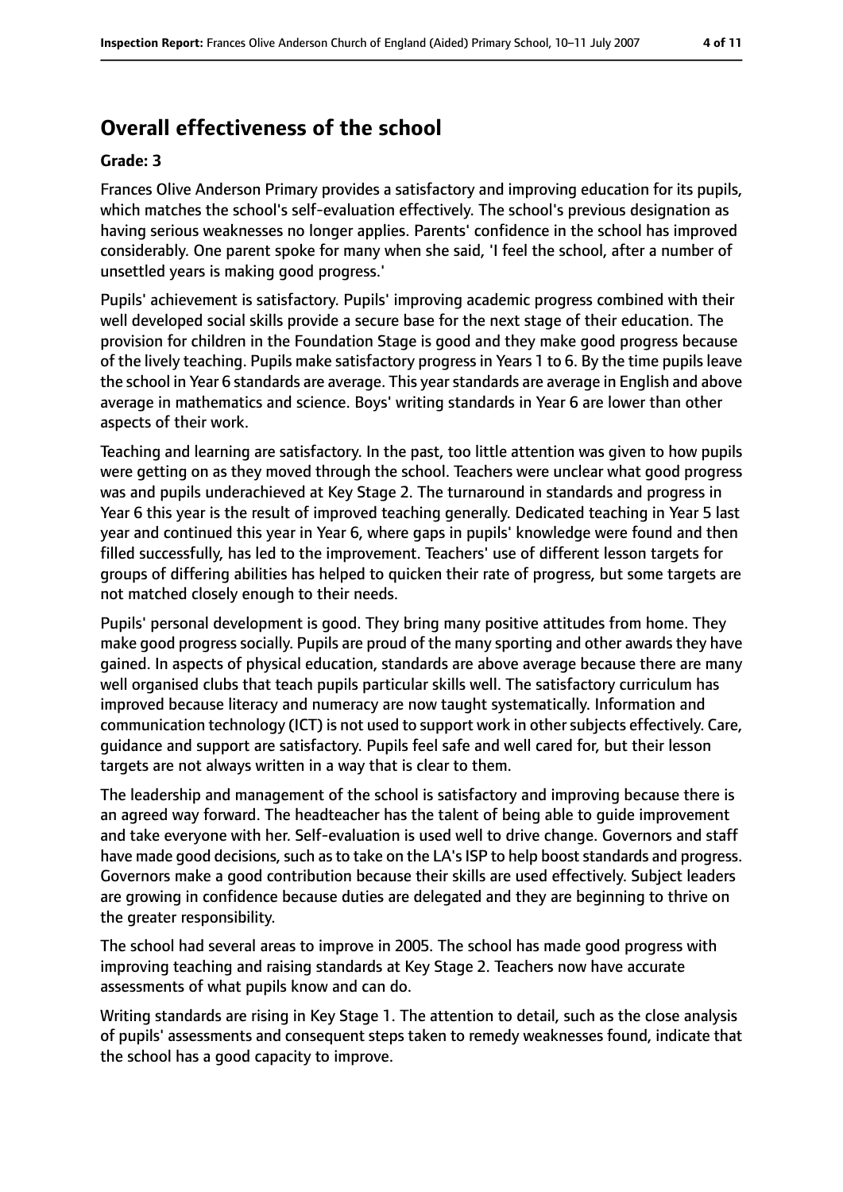## Overall effectiveness of the school

**Grade: 3**

Frances Olive Anderson Primary provides a satisfactory and improving education for its pupils, which matches the school's self-evaluation effectively. The school's previous designation as having serious weaknesses no longer applies. Parents' confidence in the school has improved considerably. One parent spoke for many when she said, 'I feel the school, after a number of unsettled years is making good progress.'

Pupils' achievement is satisfactory. Pupils' improving academic progress combined with their well developed social skills provide a secure base for the next stage of their education. The provision for children in the Foundation Stage is good and they make good progress because of the lively teaching. Pupils make satisfactory progress in Years 1 to 6. By the time pupils leave the school in Year 6 standards are average. This year standards are average in English and above average in mathematics and science. Boys' writing standards in Year 6 are lower than other aspects of their work.

Teaching and learning are satisfactory. In the past, too little attention was given to how pupils were getting on as they moved through the school. Teachers were unclear what good progress was and pupils underachieved at Key Stage 2. The turnaround in standards and progress in Year 6 this year is the result of improved teaching generally. Dedicated teaching in Year 5 last year and continued this year in Year 6, where gaps in pupils' knowledge were found and then filled successfully, has led to the improvement. Teachers' use of different lesson targets for groups of differing abilities has helped to quicken their rate of progress, but some targets are not matched closely enough to their needs.

Pupils' personal development is good. They bring many positive attitudes from home. They make good progress socially. Pupils are proud of the many sporting and other awards they have gained. In aspects of physical education, standards are above average because there are many well organised clubs that teach pupils particular skills well. The satisfactory curriculum has improved because literacy and numeracy are now taught systematically. Information and communication technology (ICT) is not used to support work in other subjects effectively. Care, guidance and support are satisfactory. Pupils feel safe and well cared for, but their lesson targets are not always written in a way that is clear to them.

The leadership and management of the school is satisfactory and improving because there is an agreed way forward. The headteacher has the talent of being able to guide improvement and take everyone with her. Self-evaluation is used well to drive change. Governors and staff have made good decisions, such as to take on the LA's ISP to help boost standards and progress. Governors make a good contribution because their skills are used effectively. Subject leaders are growing in confidence because duties are delegated and they are beginning to thrive on the greater responsibility.

The school had several areas to improve in 2005. The school has made good progress with improving teaching and raising standards at Key Stage 2. Teachers now have accurate assessments of what pupils know and can do.

Writing standards are rising in Key Stage 1. The attention to detail, such as the close analysis of pupils' assessments and consequent steps taken to remedy weaknesses found, indicate that the school has a good capacity to improve.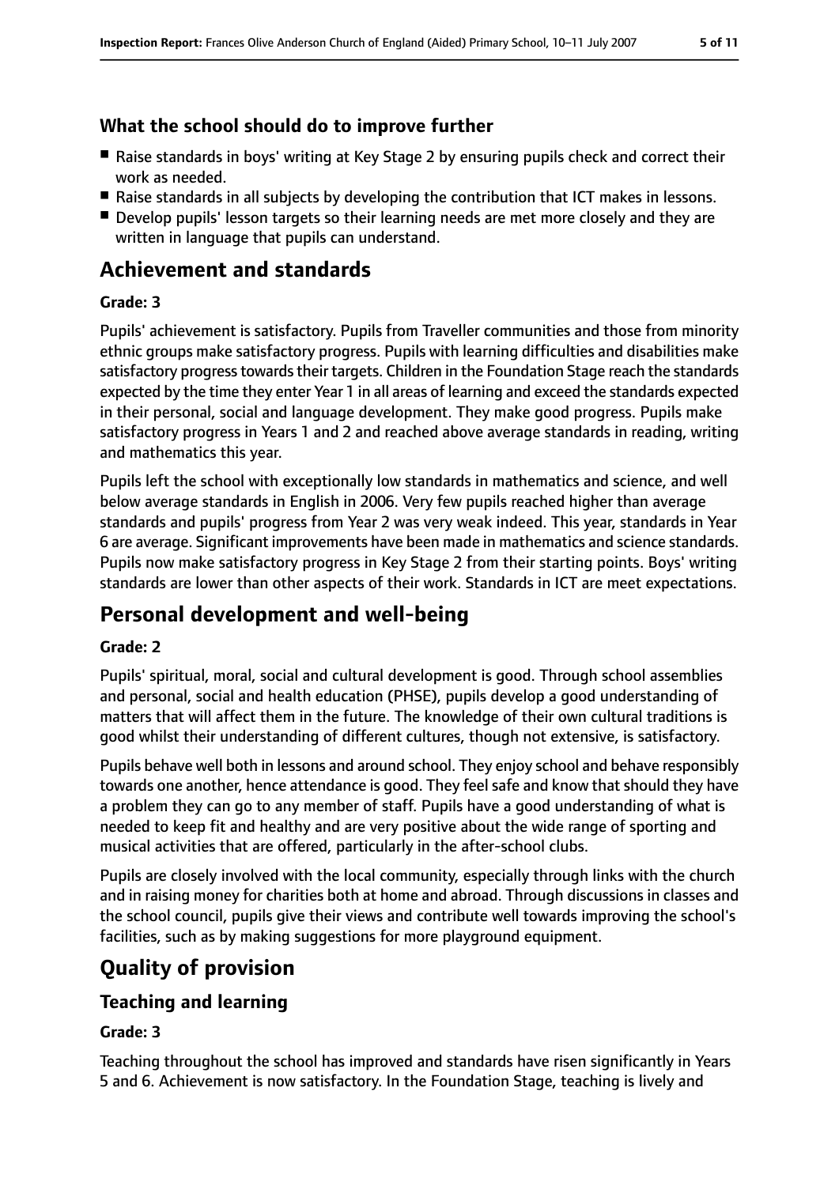### What the school should do to improve further

- Raise standards in boys' writing at Key Stage 2 by ensuring pupils check and correct their work as needed.
- Raise standards in all subjects by developing the contribution that ICT makes in lessons.
- Develop pupils' lesson targets so their learning needs are met more closely and they are written in language that pupils can understand.

## Achievement and standards

**Grade: 3**

Pupils' achievement is satisfactory. Pupils from Traveller communities and those from minority ethnic groups make satisfactory progress. Pupils with learning difficulties and disabilities make satisfactory progress towards their targets. Children in the Foundation Stage reach the standards expected by the time they enter Year 1 in all areas of learning and exceed the standards expected in their personal, social and language development. They make good progress. Pupils make satisfactory progress in Years 1 and 2 and reached above average standards in reading, writing and mathematics this year.

Pupils left the school with exceptionally low standards in mathematics and science, and well below average standards in English in 2006. Very few pupils reached higher than average standards and pupils' progress from Year 2 was very weak indeed. This year, standards in Year 6 are average. Significant improvements have been made in mathematics and science standards. Pupils now make satisfactory progress in Key Stage 2 from their starting points. Boys' writing standards are lower than other aspects of their work. Standards in ICT are meet expectations.

## Personal development and well-being

**Grade: 2**

Pupils' spiritual, moral, social and cultural development is good. Through school assemblies and personal, social and health education (PHSE), pupils develop a good understanding of matters that will affect them in the future. The knowledge of their own cultural traditions is good whilst their understanding of different cultures, though not extensive, is satisfactory.

Pupils behave well both in lessons and around school. They enjoy school and behave responsibly towards one another, hence attendance is good. They feel safe and know that should they have a problem they can go to any member of staff. Pupils have a good understanding of what is needed to keep fit and healthy and are very positive about the wide range of sporting and musical activities that are offered, particularly in the after-school clubs.

Pupils are closely involved with the local community, especially through links with the church and in raising money for charities both at home and abroad. Through discussions in classes and the school council, pupils give their views and contribute well towards improving the school's facilities, such as by making suggestions for more playground equipment.

## Quality of provision

### Teaching and learning

**Grade: 3**

Teaching throughout the school has improved and standards have risen significantly in Years 5 and 6. Achievement is now satisfactory. In the Foundation Stage, teaching is lively and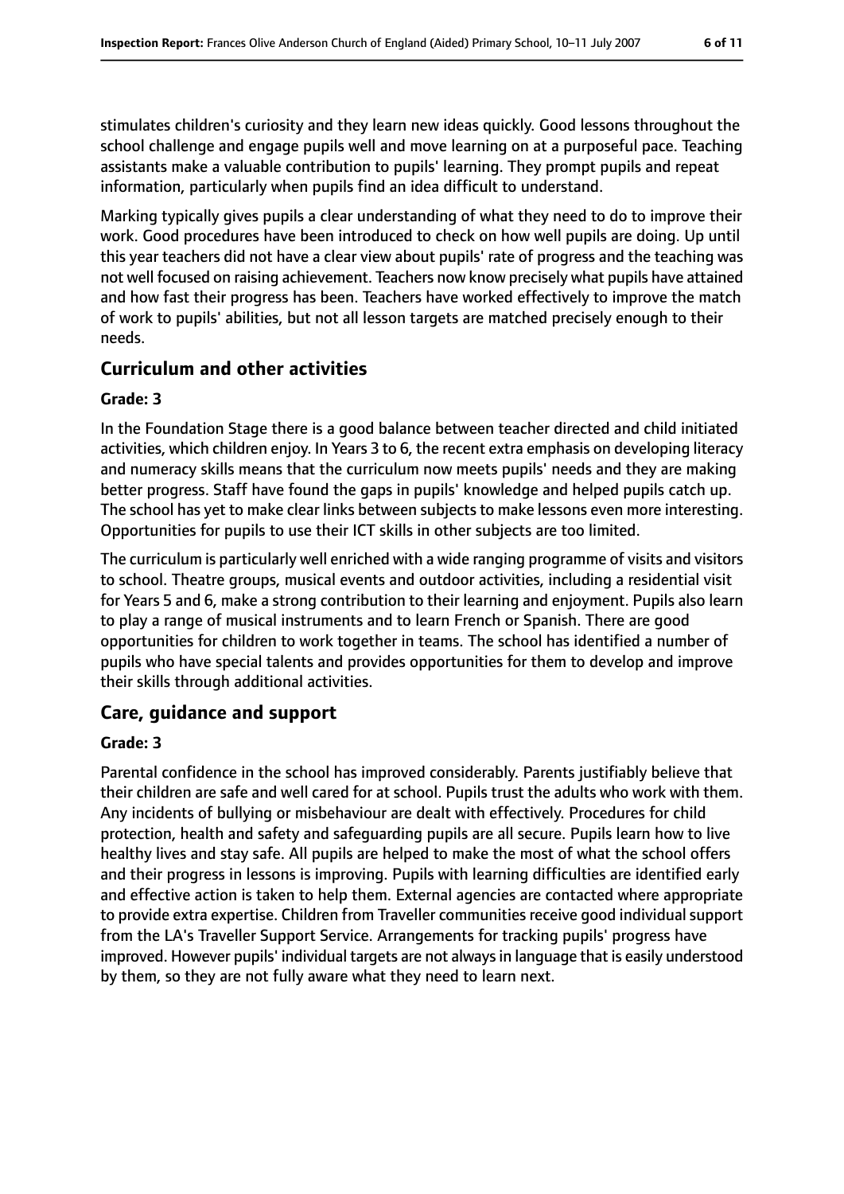stimulates children's curiosity and they learn new ideas quickly. Good lessons throughout the school challenge and engage pupils well and move learning on at a purposeful pace. Teaching assistants make a valuable contribution to pupils' learning. They prompt pupils and repeat information, particularly when pupils find an idea difficult to understand.

Marking typically gives pupils a clear understanding of what they need to do to improve their work. Good procedures have been introduced to check on how well pupils are doing. Up until this year teachers did not have a clear view about pupils' rate of progress and the teaching was not well focused on raising achievement. Teachers now know precisely what pupils have attained and how fast their progress has been. Teachers have worked effectively to improve the match of work to pupils' abilities, but not all lesson targets are matched precisely enough to their needs.

## Curriculum and other activities

### Grade: 3

In the Foundation Stage there is a good balance between teacher directed and child initiated activities, which children enjoy. In Years 3 to 6, the recent extra emphasis on developing literacy and numeracy skills means that the curriculum now meets pupils' needs and they are making better progress. Staff have found the gaps in pupils' knowledge and helped pupils catch up. The school has yet to make clear links between subjects to make lessons even more interesting. Opportunities for pupils to use their ICT skills in other subjects are too limited.

The curriculum is particularly well enriched with a wide ranging programme of visits and visitors to school. Theatre groups, musical events and outdoor activities, including a residential visit for Years 5 and 6, make a strong contribution to their learning and enjoyment. Pupils also learn to play a range of musical instruments and to learn French or Spanish. There are good opportunities for children to work together in teams. The school has identified a number of pupils who have special talents and provides opportunities for them to develop and improve their skills through additional activities.

## Care, guidance and support

### Grade: 3

Parental confidence in the school has improved considerably. Parents justifiably believe that their children are safe and well cared for at school. Pupils trust the adults who work with them. Any incidents of bullying or misbehaviour are dealt with effectively. Procedures for child protection, health and safety and safeguarding pupils are all secure. Pupils learn how to live healthy lives and stay safe. All pupils are helped to make the most of what the school offers and their progress in lessons is improving. Pupils with learning difficulties are identified early and effective action is taken to help them. External agencies are contacted where appropriate to provide extra expertise. Children from Traveller communities receive good individual support from the LA's Traveller Support Service. Arrangements for tracking pupils' progress have improved. However pupils' individual targets are not always in language that is easily understood by them, so they are not fully aware what they need to learn next.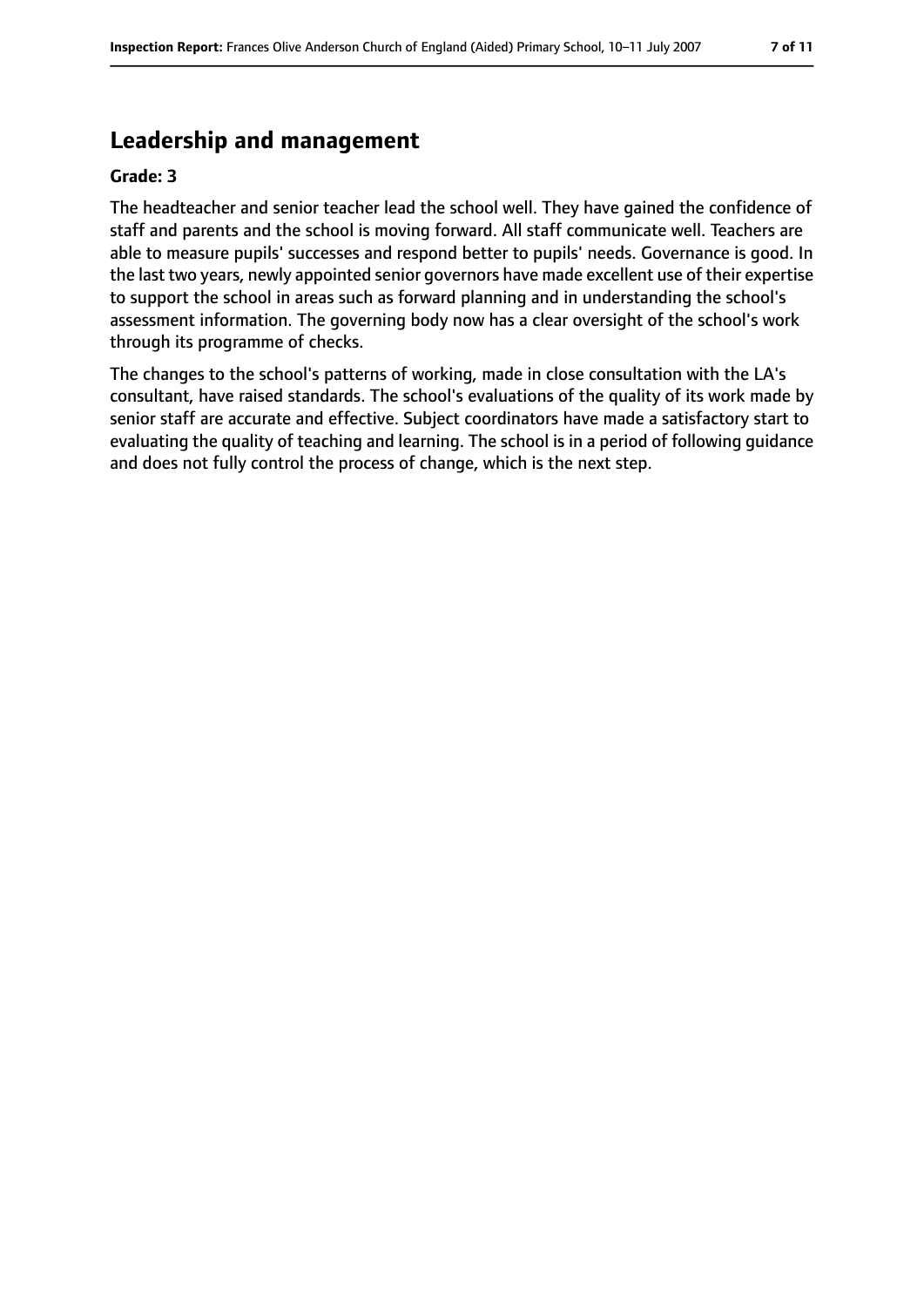## Leadership and management

**Grade: 3**

The headteacher and senior teacher lead the school well. They have gained the confidence of staff and parents and the school is moving forward. All staff communicate well. Teachers are able to measure pupils' successes and respond better to pupils' needs. Governance is good. In the last two years, newly appointed senior governors have made excellent use of their expertise to support the school in areas such as forward planning and in understanding the school's assessment information. The governing body now has a clear oversight of the school's work through its programme of checks.

The changes to the school's patterns of working, made in close consultation with the LA's consultant, have raised standards. The school's evaluations of the quality of its work made by senior staff are accurate and effective. Subject coordinators have made a satisfactory start to evaluating the quality of teaching and learning. The school is in a period of following guidance and does not fully control the process of change, which is the next step.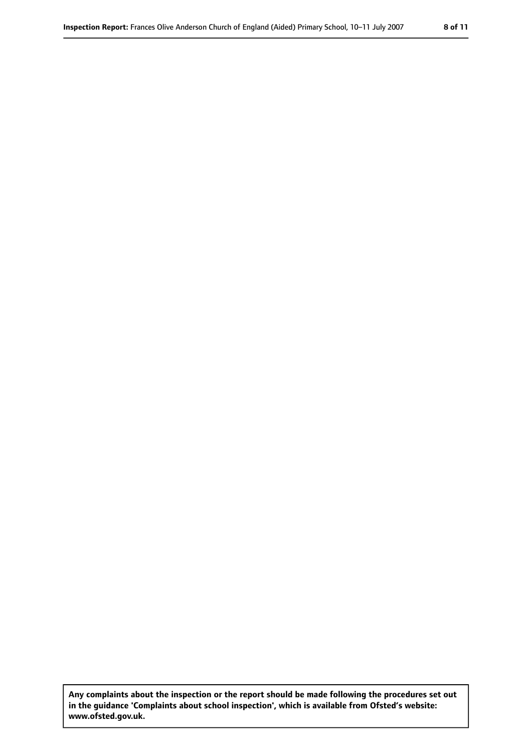**Any complaints about the inspection or the report should be made following the procedures set out in the guidance 'Complaints about school inspection', which is available from Ofsted's website: www.ofsted.gov.uk.**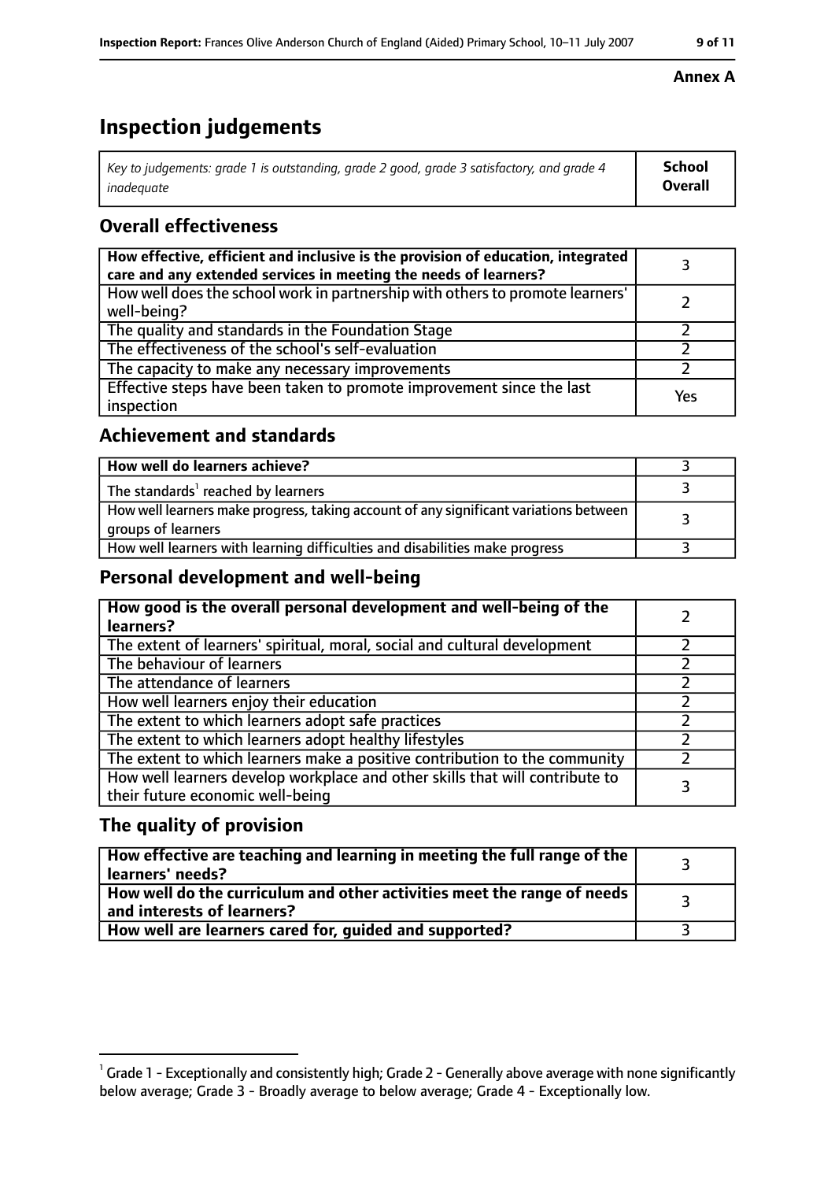**Annex A**

# Inspection judgements

| *Key to judgements: grade 1 is outstanding, grade 2 good, grade 3 satisfactory, and grade 4 inadequate* | **School Overall** |
|---|---|

## Overall effectiveness

| | |
|---|---|
| **How effective, efficient and inclusive is the provision of education, integrated care and any extended services in meeting the needs of learners?** | 3 |
| How well does the school work in partnership with others to promote learners' well-being? | 2 |
| The quality and standards in the Foundation Stage | 2 |
| The effectiveness of the school's self-evaluation | 2 |
| The capacity to make any necessary improvements | 2 |
| Effective steps have been taken to promote improvement since the last inspection | Yes |

## Achievement and standards

| | |
|---|---|
| **How well do learners achieve?** | 3 |
| The standards[1] reached by learners | 3 |
| How well learners make progress, taking account of any significant variations between groups of learners | 3 |
| How well learners with learning difficulties and disabilities make progress | 3 |

## Personal development and well-being

| | |
|---|---|
| **How good is the overall personal development and well-being of the learners?** | 2 |
| The extent of learners' spiritual, moral, social and cultural development | 2 |
| The behaviour of learners | 2 |
| The attendance of learners | 2 |
| How well learners enjoy their education | 2 |
| The extent to which learners adopt safe practices | 2 |
| The extent to which learners adopt healthy lifestyles | 2 |
| The extent to which learners make a positive contribution to the community | 2 |
| How well learners develop workplace and other skills that will contribute to their future economic well-being | 3 |

## The quality of provision

| | |
|---|---|
| **How effective are teaching and learning in meeting the full range of the learners' needs?** | 3 |
| **How well do the curriculum and other activities meet the range of needs and interests of learners?** | 3 |
| **How well are learners cared for, guided and supported?** | 3 |

[1] Grade 1 - Exceptionally and consistently high; Grade 2 - Generally above average with none significantly below average; Grade 3 - Broadly average to below average; Grade 4 - Exceptionally low.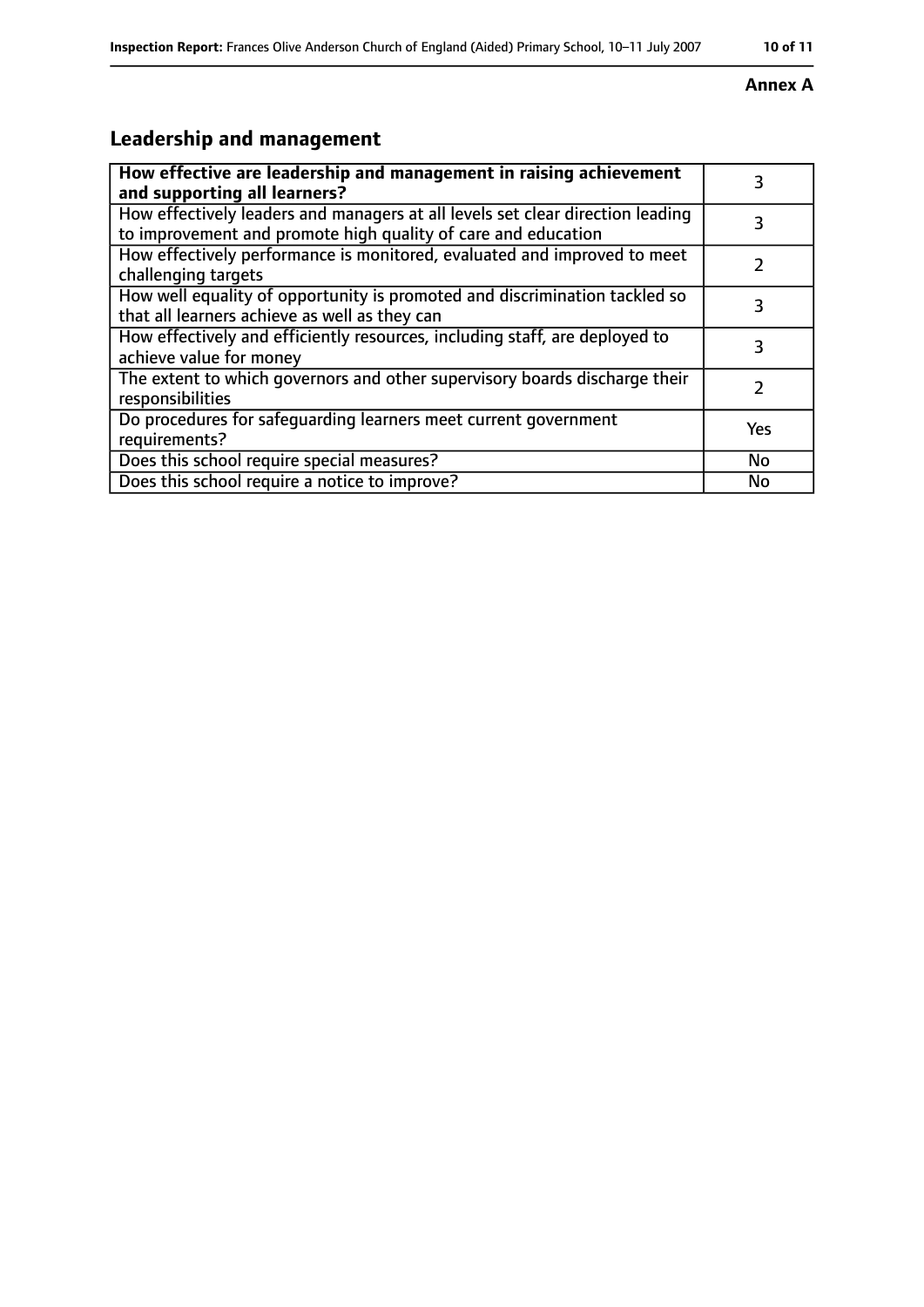**Annex A**

## Leadership and management

| **How effective are leadership and management in raising achievement and supporting all learners?** | 3 |
|---|---|
| How effectively leaders and managers at all levels set clear direction leading to improvement and promote high quality of care and education | 3 |
| How effectively performance is monitored, evaluated and improved to meet challenging targets | 2 |
| How well equality of opportunity is promoted and discrimination tackled so that all learners achieve as well as they can | 3 |
| How effectively and efficiently resources, including staff, are deployed to achieve value for money | 3 |
| The extent to which governors and other supervisory boards discharge their responsibilities | 2 |
| Do procedures for safeguarding learners meet current government requirements? | Yes |
| Does this school require special measures? | No |
| Does this school require a notice to improve? | No |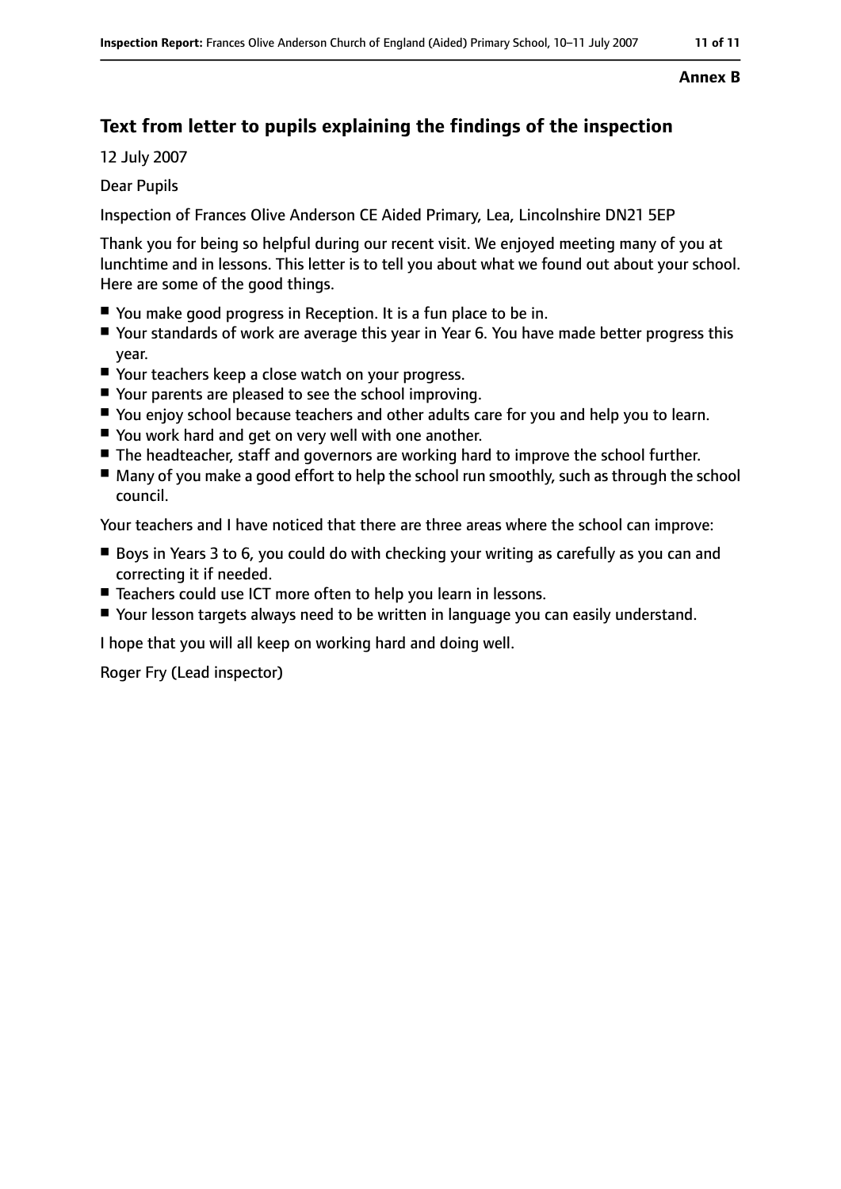**Annex B**

## Text from letter to pupils explaining the findings of the inspection

12 July 2007

Dear Pupils

Inspection of Frances Olive Anderson CE Aided Primary, Lea, Lincolnshire DN21 5EP

Thank you for being so helpful during our recent visit. We enjoyed meeting many of you at lunchtime and in lessons. This letter is to tell you about what we found out about your school. Here are some of the good things.

- You make good progress in Reception. It is a fun place to be in.
- Your standards of work are average this year in Year 6. You have made better progress this year.
- Your teachers keep a close watch on your progress.
- Your parents are pleased to see the school improving.
- You enjoy school because teachers and other adults care for you and help you to learn.
- You work hard and get on very well with one another.
- The headteacher, staff and governors are working hard to improve the school further.
- Many of you make a good effort to help the school run smoothly, such as through the school council.

Your teachers and I have noticed that there are three areas where the school can improve:

- Boys in Years 3 to 6, you could do with checking your writing as carefully as you can and correcting it if needed.
- Teachers could use ICT more often to help you learn in lessons.
- Your lesson targets always need to be written in language you can easily understand.

I hope that you will all keep on working hard and doing well.

Roger Fry (Lead inspector)